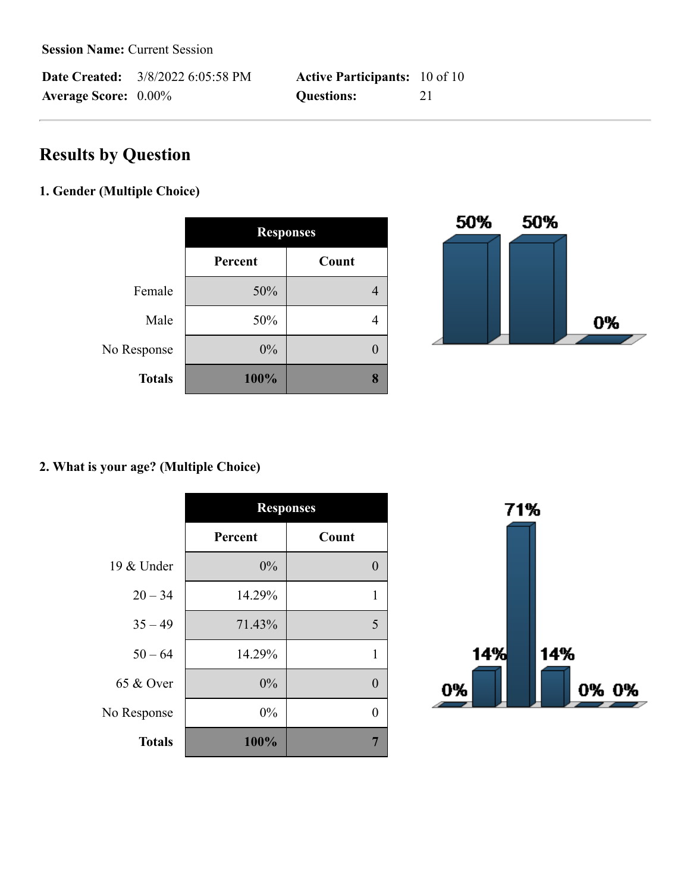**Session Name:** Current Session

**Date Created:** 3/8/2022 6:05:58 PM
**Average Score:** 0.00%

**Active Participants:** 10 of 10
**Questions:** 21

## Results by Question

### 1. Gender (Multiple Choice)

| | Responses | |
|---|---|---|
| | Percent | Count |
| Female | 50% | 4 |
| Male | 50% | 4 |
| No Response | 0% | 0 |
| **Totals** | **100%** | **8** |

50% 50% 0%

### 2. What is your age? (Multiple Choice)

| | Responses | |
|---|---|---|
| | Percent | Count |
| 19 & Under | 0% | 0 |
| 20 – 34 | 14.29% | 1 |
| 35 – 49 | 71.43% | 5 |
| 50 – 64 | 14.29% | 1 |
| 65 & Over | 0% | 0 |
| No Response | 0% | 0 |
| **Totals** | **100%** | **7** |

0% 14% 71% 14% 0% 0%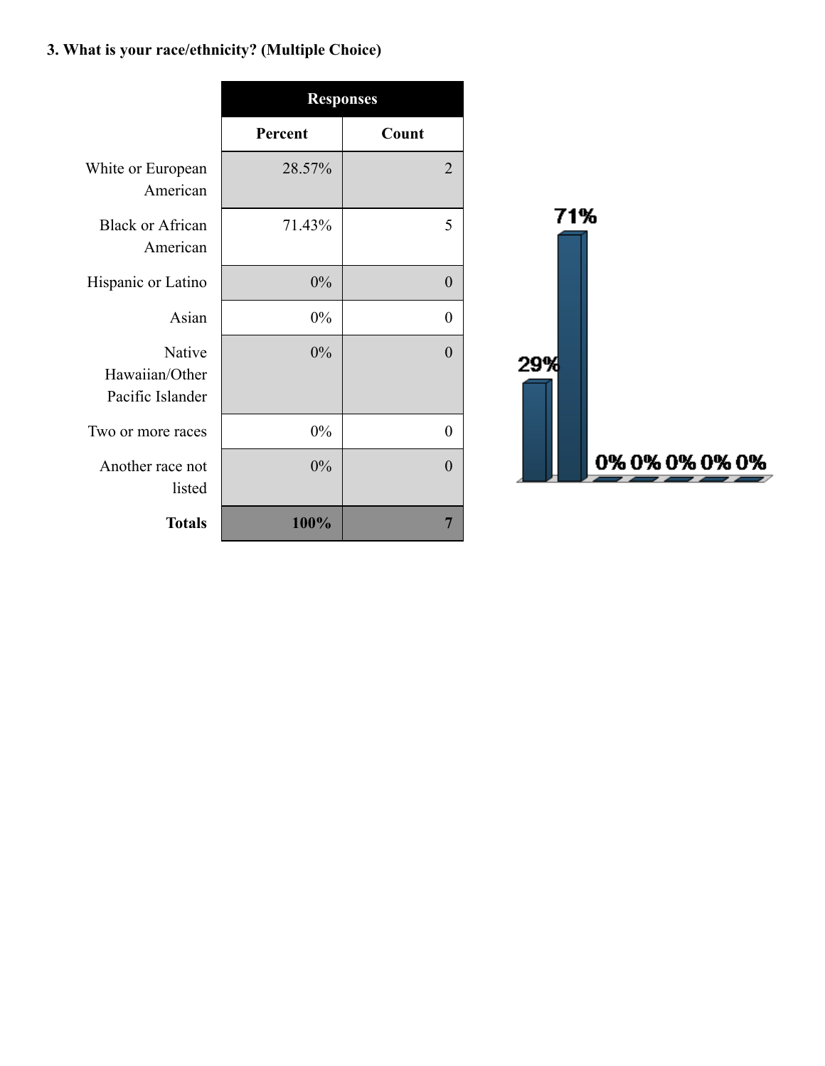### 3. What is your race/ethnicity? (Multiple Choice)

| | Responses | |
|---|---|---|
| | Percent | Count |
| White or European American | 28.57% | 2 |
| Black or African American | 71.43% | 5 |
| Hispanic or Latino | 0% | 0 |
| Asian | 0% | 0 |
| Native Hawaiian/Other Pacific Islander | 0% | 0 |
| Two or more races | 0% | 0 |
| Another race not listed | 0% | 0 |
| **Totals** | **100%** | **7** |

29%
71%
0%
0%
0%
0%
0%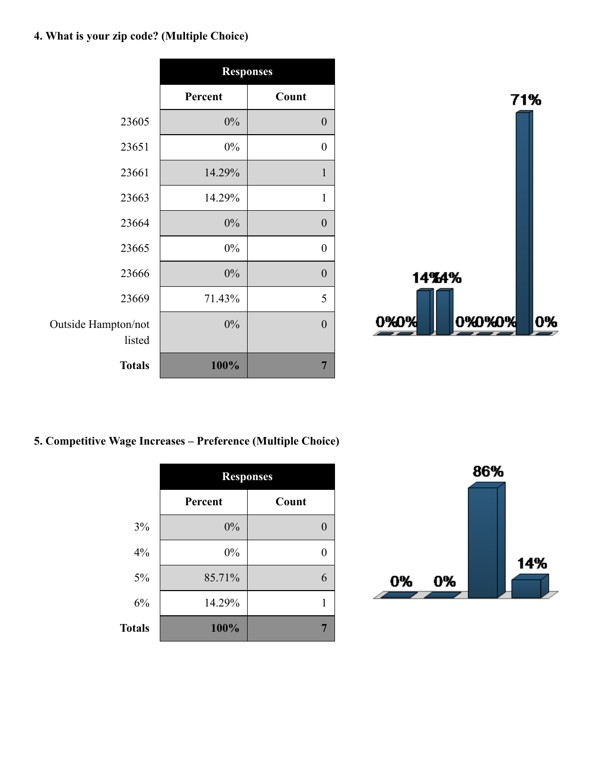**4. What is your zip code? (Multiple Choice)**

| | Responses | |
|---|---|---|
| | Percent | Count |
| 23605 | 0% | 0 |
| 23651 | 0% | 0 |
| 23661 | 14.29% | 1 |
| 23663 | 14.29% | 1 |
| 23664 | 0% | 0 |
| 23665 | 0% | 0 |
| 23666 | 0% | 0 |
| 23669 | 71.43% | 5 |
| Outside Hampton/not listed | 0% | 0 |
| **Totals** | **100%** | **7** |

0% 0% 14% 14% 0% 0% 0% 71% 0%

**5. Competitive Wage Increases – Preference (Multiple Choice)**

| | Responses | |
|---|---|---|
| | Percent | Count |
| 3% | 0% | 0 |
| 4% | 0% | 0 |
| 5% | 85.71% | 6 |
| 6% | 14.29% | 1 |
| **Totals** | **100%** | **7** |

0% 0% 86% 14%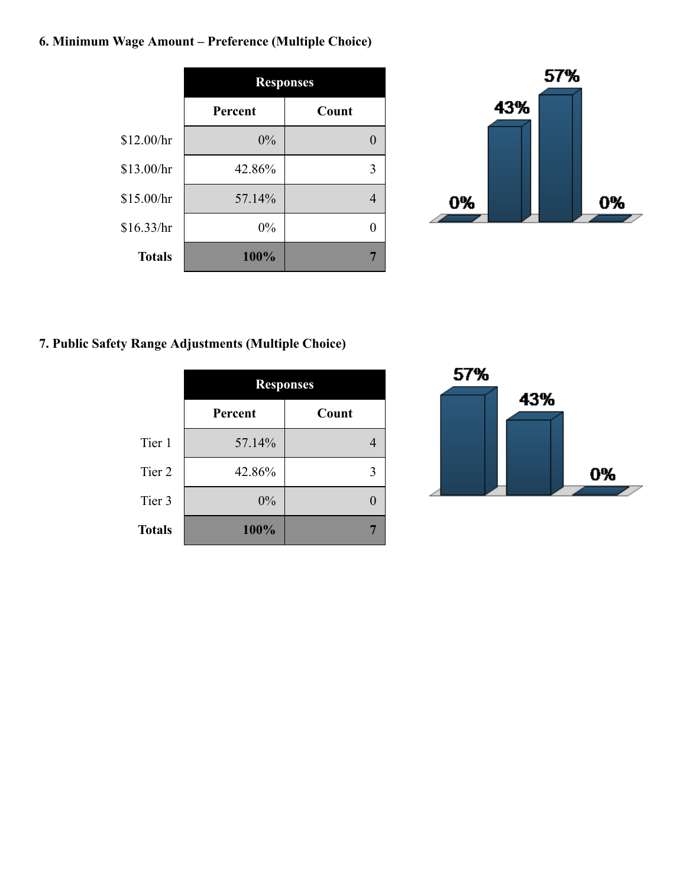### 6. Minimum Wage Amount – Preference (Multiple Choice)

| | Responses | |
|---|---|---|
| | Percent | Count |
| $12.00/hr | 0% | 0 |
| $13.00/hr | 42.86% | 3 |
| $15.00/hr | 57.14% | 4 |
| $16.33/hr | 0% | 0 |
| **Totals** | **100%** | **7** |

0%
43%
57%
0%

### 7. Public Safety Range Adjustments (Multiple Choice)

| | Responses | |
|---|---|---|
| | Percent | Count |
| Tier 1 | 57.14% | 4 |
| Tier 2 | 42.86% | 3 |
| Tier 3 | 0% | 0 |
| **Totals** | **100%** | **7** |

57%
43%
0%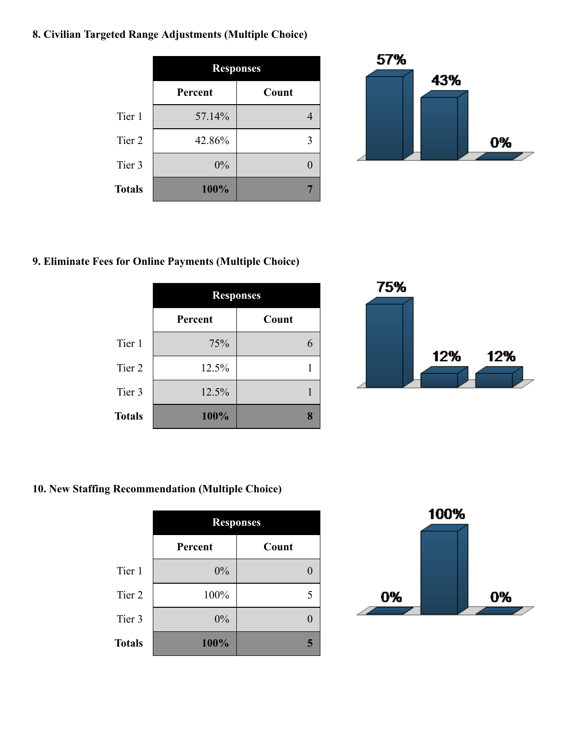### 8. Civilian Targeted Range Adjustments (Multiple Choice)

| | Responses | |
|---|---|---|
| | Percent | Count |
| Tier 1 | 57.14% | 4 |
| Tier 2 | 42.86% | 3 |
| Tier 3 | 0% | 0 |
| **Totals** | **100%** | **7** |

57%

43%

0%

### 9. Eliminate Fees for Online Payments (Multiple Choice)

| | Responses | |
|---|---|---|
| | Percent | Count |
| Tier 1 | 75% | 6 |
| Tier 2 | 12.5% | 1 |
| Tier 3 | 12.5% | 1 |
| **Totals** | **100%** | **8** |

75%

12%

12%

### 10. New Staffing Recommendation (Multiple Choice)

| | Responses | |
|---|---|---|
| | Percent | Count |
| Tier 1 | 0% | 0 |
| Tier 2 | 100% | 5 |
| Tier 3 | 0% | 0 |
| **Totals** | **100%** | **5** |

0%

100%

0%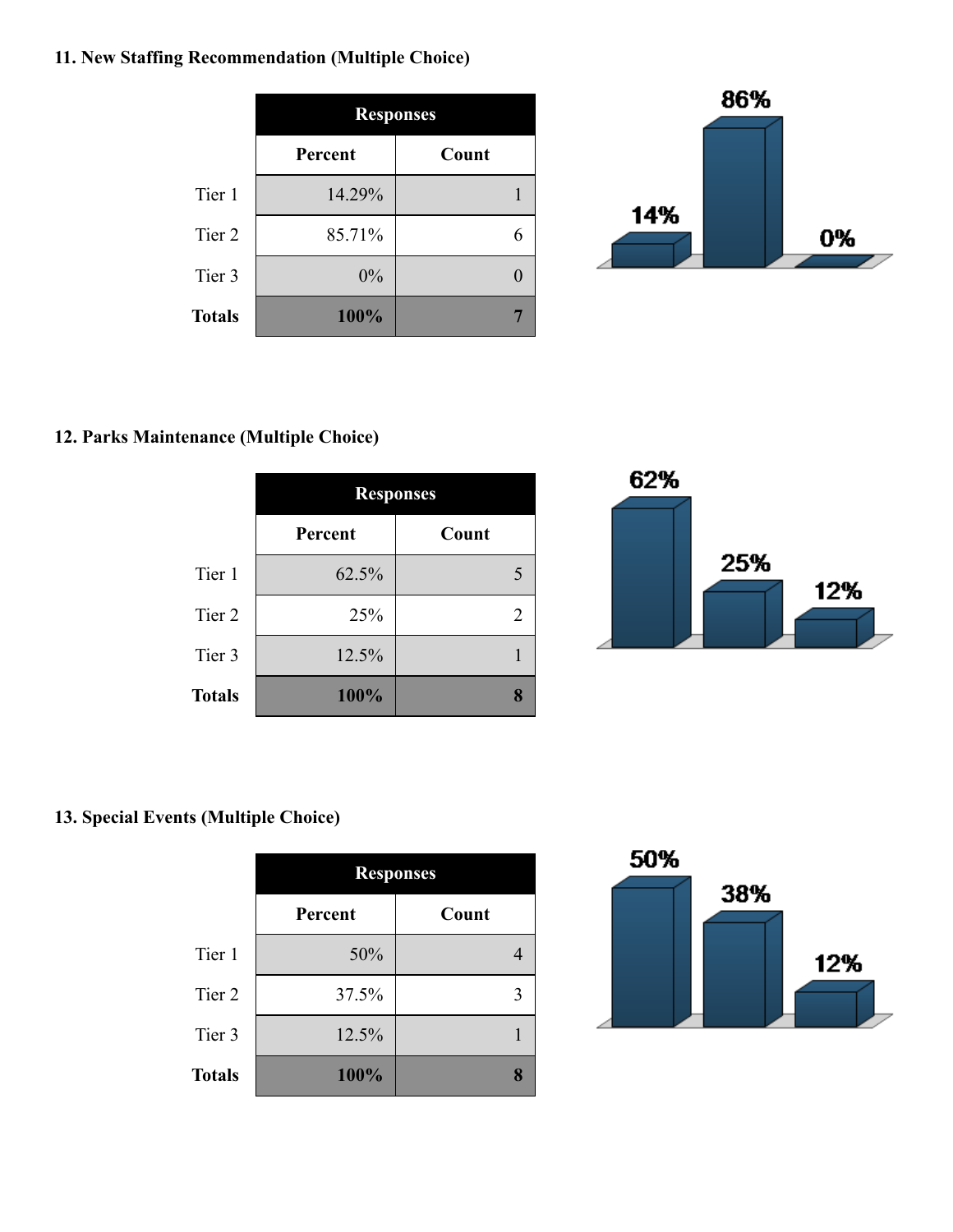### 11. New Staffing Recommendation (Multiple Choice)

| | Responses | |
|---|---|---|
| | Percent | Count |
| Tier 1 | 14.29% | 1 |
| Tier 2 | 85.71% | 6 |
| Tier 3 | 0% | 0 |
| **Totals** | **100%** | **7** |

14%
86%
0%

### 12. Parks Maintenance (Multiple Choice)

| | Responses | |
|---|---|---|
| | Percent | Count |
| Tier 1 | 62.5% | 5 |
| Tier 2 | 25% | 2 |
| Tier 3 | 12.5% | 1 |
| **Totals** | **100%** | **8** |

62%
25%
12%

### 13. Special Events (Multiple Choice)

| | Responses | |
|---|---|---|
| | Percent | Count |
| Tier 1 | 50% | 4 |
| Tier 2 | 37.5% | 3 |
| Tier 3 | 12.5% | 1 |
| **Totals** | **100%** | **8** |

50%
38%
12%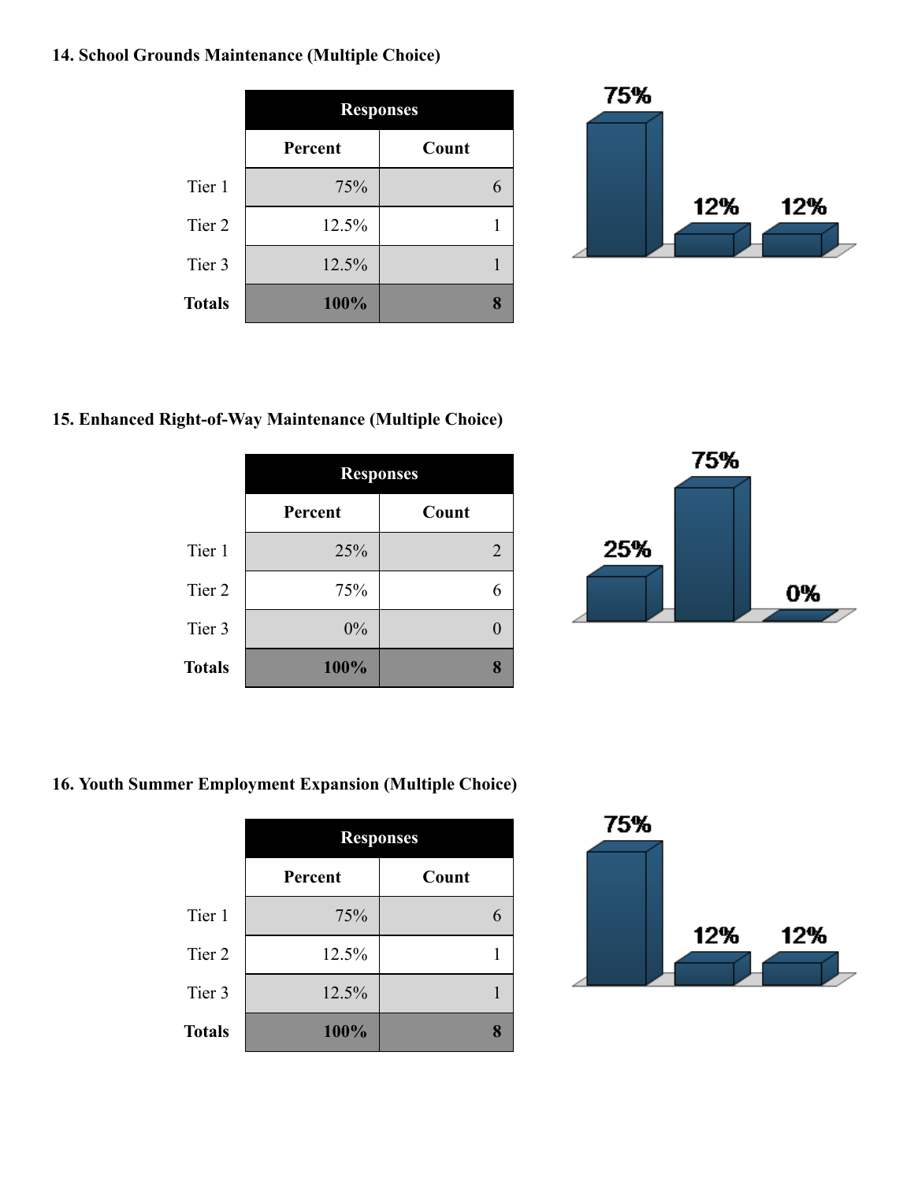### 14. School Grounds Maintenance (Multiple Choice)

| | Responses | |
|---|---|---|
| | Percent | Count |
| Tier 1 | 75% | 6 |
| Tier 2 | 12.5% | 1 |
| Tier 3 | 12.5% | 1 |
| **Totals** | **100%** | **8** |

75%
12%
12%

### 15. Enhanced Right-of-Way Maintenance (Multiple Choice)

| | Responses | |
|---|---|---|
| | Percent | Count |
| Tier 1 | 25% | 2 |
| Tier 2 | 75% | 6 |
| Tier 3 | 0% | 0 |
| **Totals** | **100%** | **8** |

25%
75%
0%

### 16. Youth Summer Employment Expansion (Multiple Choice)

| | Responses | |
|---|---|---|
| | Percent | Count |
| Tier 1 | 75% | 6 |
| Tier 2 | 12.5% | 1 |
| Tier 3 | 12.5% | 1 |
| **Totals** | **100%** | **8** |

75%
12%
12%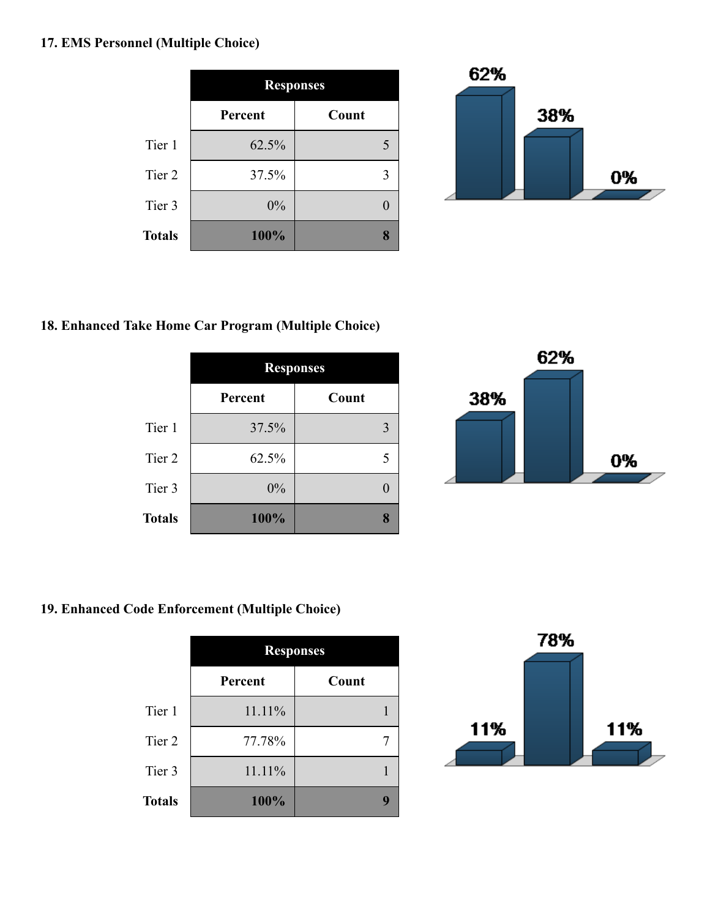### 17. EMS Personnel (Multiple Choice)

| | Responses | |
|---|---|---|
| | Percent | Count |
| Tier 1 | 62.5% | 5 |
| Tier 2 | 37.5% | 3 |
| Tier 3 | 0% | 0 |
| **Totals** | **100%** | **8** |

62%
38%
0%

### 18. Enhanced Take Home Car Program (Multiple Choice)

| | Responses | |
|---|---|---|
| | Percent | Count |
| Tier 1 | 37.5% | 3 |
| Tier 2 | 62.5% | 5 |
| Tier 3 | 0% | 0 |
| **Totals** | **100%** | **8** |

38%
62%
0%

### 19. Enhanced Code Enforcement (Multiple Choice)

| | Responses | |
|---|---|---|
| | Percent | Count |
| Tier 1 | 11.11% | 1 |
| Tier 2 | 77.78% | 7 |
| Tier 3 | 11.11% | 1 |
| **Totals** | **100%** | **9** |

11%
78%
11%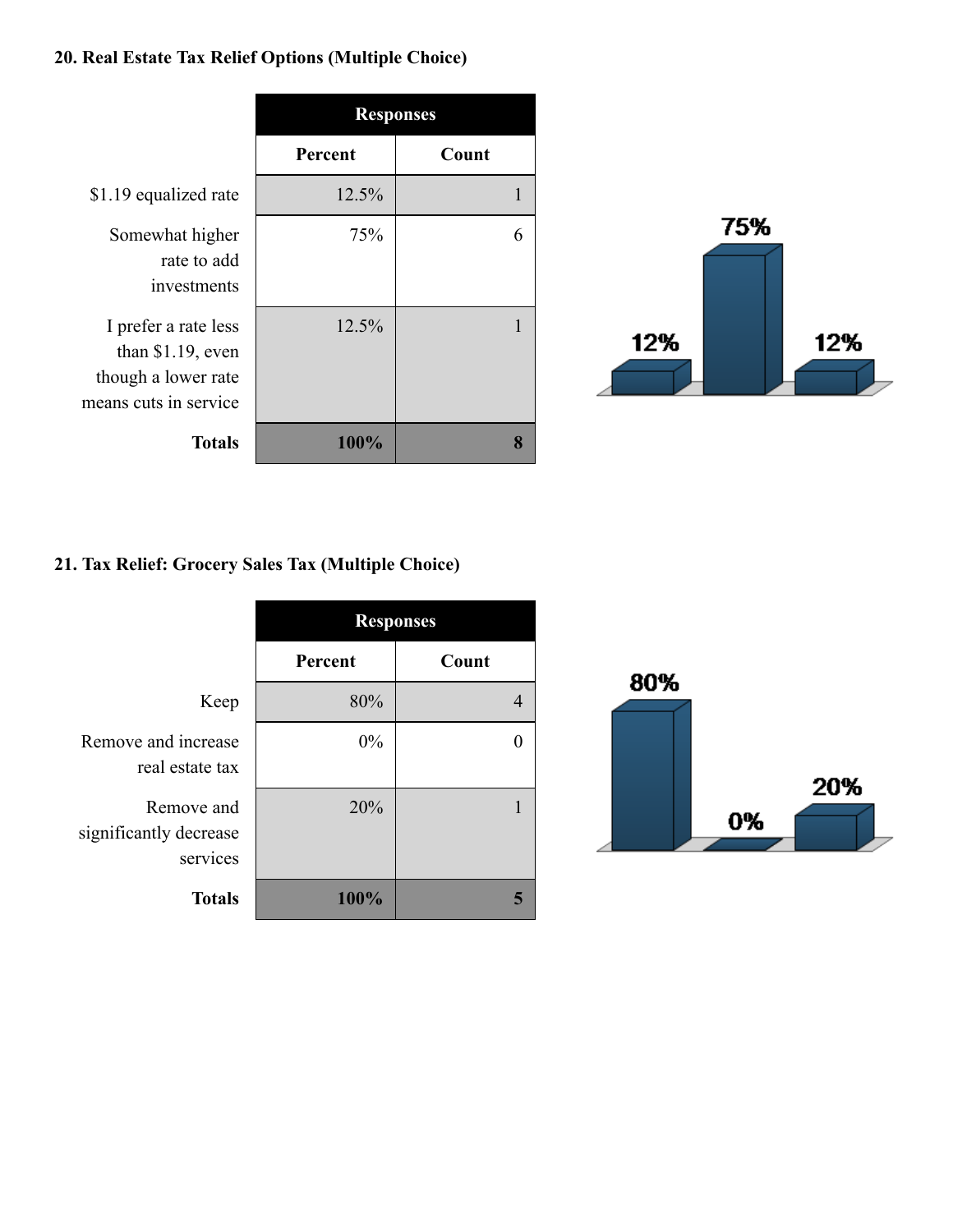**20. Real Estate Tax Relief Options (Multiple Choice)**

| | Responses | |
|---|---|---|
| | Percent | Count |
| $1.19 equalized rate | 12.5% | 1 |
| Somewhat higher rate to add investments | 75% | 6 |
| I prefer a rate less than $1.19, even though a lower rate means cuts in service | 12.5% | 1 |
| **Totals** | **100%** | **8** |

12%

75%

12%

**21. Tax Relief: Grocery Sales Tax (Multiple Choice)**

| | Responses | |
|---|---|---|
| | Percent | Count |
| Keep | 80% | 4 |
| Remove and increase real estate tax | 0% | 0 |
| Remove and significantly decrease services | 20% | 1 |
| **Totals** | **100%** | **5** |

80%

0%

20%